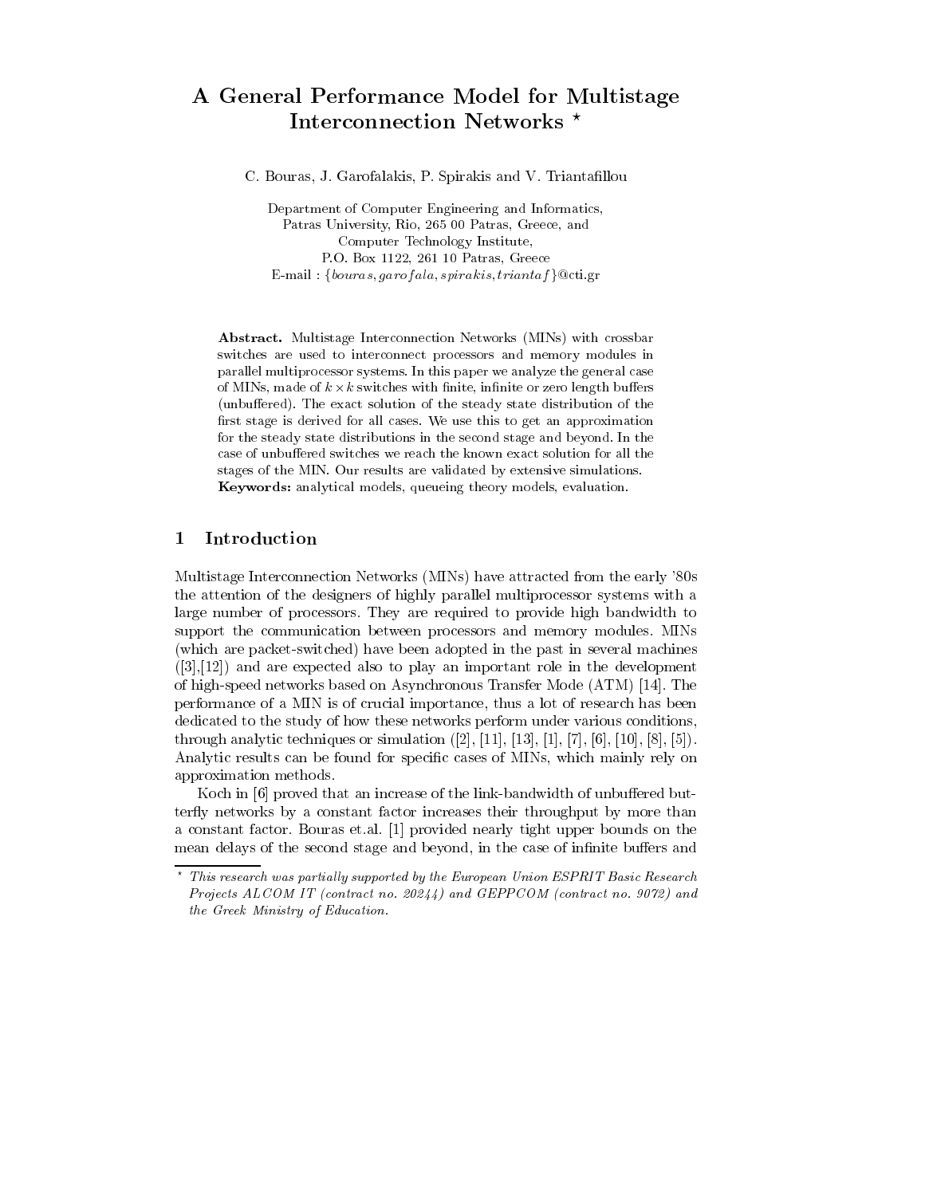# A General Performance Model for Multistage Interconnection Networks *

C. Bouras, J. Garofalakis, P. Spirakis and V. Triantafillou

Department of Computer Engineering and Informatics,
Patras University, Rio, 265 00 Patras, Greece, and
Computer Technology Institute,
P.O. Box 1122, 261 10 Patras, Greece
E-mail : {*bouras, garofala, spirakis, triantaf*}@cti.gr

**Abstract.** Multistage Interconnection Networks (MINs) with crossbar switches are used to interconnect processors and memory modules in parallel multiprocessor systems. In this paper we analyze the general case of MINs, made of $k \times k$ switches with finite, infinite or zero length buffers (unbuffered). The exact solution of the steady state distribution of the first stage is derived for all cases. We use this to get an approximation for the steady state distributions in the second stage and beyond. In the case of unbuffered switches we reach the known exact solution for all the stages of the MIN. Our results are validated by extensive simulations.
**Keywords:** analytical models, queueing theory models, evaluation.

## 1 Introduction

Multistage Interconnection Networks (MINs) have attracted from the early '80s the attention of the designers of highly parallel multiprocessor systems with a large number of processors. They are required to provide high bandwidth to support the communication between processors and memory modules. MINs (which are packet-switched) have been adopted in the past in several machines ([3],[12]) and are expected also to play an important role in the development of high-speed networks based on Asynchronous Transfer Mode (ATM) [14]. The performance of a MIN is of crucial importance, thus a lot of research has been dedicated to the study of how these networks perform under various conditions, through analytic techniques or simulation ([2], [11], [13], [1], [7], [6], [10], [8], [5]). Analytic results can be found for specific cases of MINs, which mainly rely on approximation methods.

Koch in [6] proved that an increase of the link-bandwidth of unbuffered butterfly networks by a constant factor increases their throughput by more than a constant factor. Bouras et.al. [1] provided nearly tight upper bounds on the mean delays of the second stage and beyond, in the case of infinite buffers and

---

* *This research was partially supported by the European Union ESPRIT Basic Research Projects ALCOM IT (contract no. 20244) and GEPPCOM (contract no. 9072) and the Greek Ministry of Education.*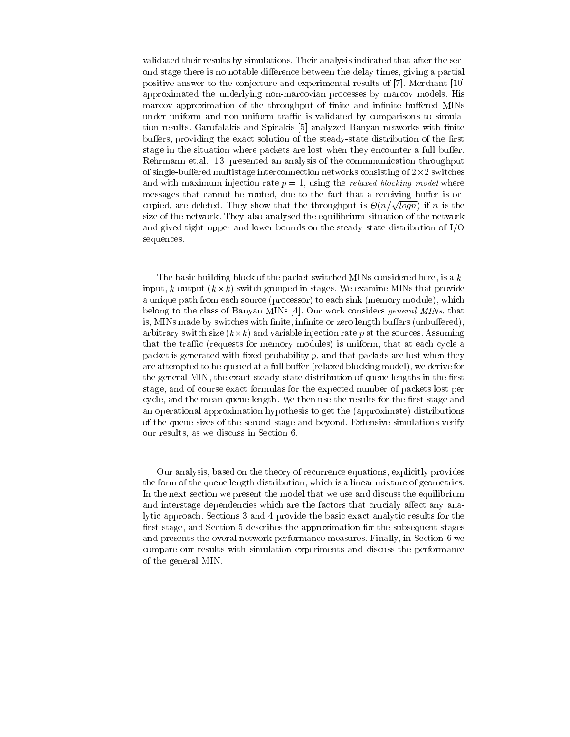validated their results by simulations. Their analysis indicated that after the second stage there is no notable difference between the delay times, giving a partial positive answer to the conjecture and experimental results of [7]. Merchant [10] approximated the underlying non-marcovian processes by marcov models. His marcov approximation of the throughput of finite and infinite buffered MINs under uniform and non-uniform traffic is validated by comparisons to simulation results. Garofalakis and Spirakis [5] analyzed Banyan networks with finite buffers, providing the exact solution of the steady-state distribution of the first stage in the situation where packets are lost when they encounter a full buffer. Rehrmann et.al. [13] presented an analysis of the commmunication throughput of single-buffered multistage interconnection networks consisting of $2 \times 2$ switches and with maximum injection rate $p = 1$, using the *relaxed blocking model* where messages that cannot be routed, due to the fact that a receiving buffer is occupied, are deleted. They show that the throughput is $\Theta(n/\sqrt{logn})$ if $n$ is the size of the network. They also analysed the equilibrium-situation of the network and gived tight upper and lower bounds on the steady-state distribution of I/O sequences.

The basic building block of the packet-switched MINs considered here, is a $k$-input, $k$-output ($k \times k$) switch grouped in stages. We examine MINs that provide a unique path from each source (processor) to each sink (memory module), which belong to the class of Banyan MINs [4]. Our work considers *general MINs*, that is, MINs made by switches with finite, infinite or zero length buffers (unbuffered), arbitrary switch size ($k \times k$) and variable injection rate $p$ at the sources. Assuming that the traffic (requests for memory modules) is uniform, that at each cycle a packet is generated with fixed probability $p$, and that packets are lost when they are attempted to be queued at a full buffer (relaxed blocking model), we derive for the general MIN, the exact steady-state distribution of queue lengths in the first stage, and of course exact formulas for the expected number of packets lost per cycle, and the mean queue length. We then use the results for the first stage and an operational approximation hypothesis to get the (approximate) distributions of the queue sizes of the second stage and beyond. Extensive simulations verify our results, as we discuss in Section 6.

Our analysis, based on the theory of recurrence equations, explicitly provides the form of the queue length distribution, which is a linear mixture of geometrics. In the next section we present the model that we use and discuss the equilibrium and interstage dependencies which are the factors that crucialy affect any analytic approach. Sections 3 and 4 provide the basic exact analytic results for the first stage, and Section 5 describes the approximation for the subsequent stages and presents the overal network performance measures. Finally, in Section 6 we compare our results with simulation experiments and discuss the performance of the general MIN.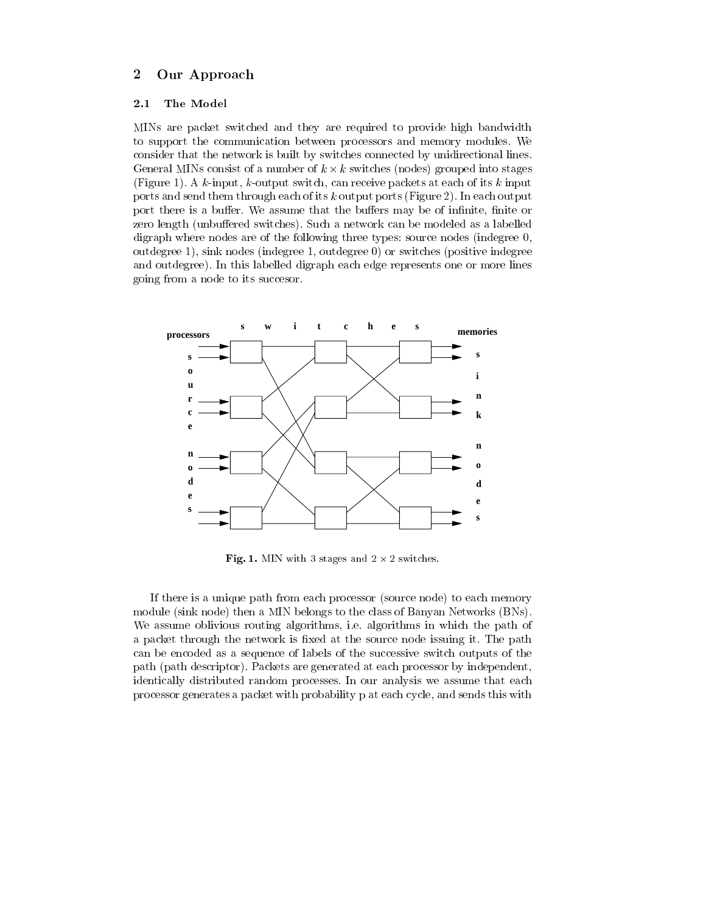## 2 Our Approach

### 2.1 The Model

MINs are packet switched and they are required to provide high bandwidth to support the communication between processors and memory modules. We consider that the network is built by switches connected by unidirectional lines. General MINs consist of a number of $k \times k$ switches (nodes) grouped into stages (Figure 1). A $k$-input, $k$-output switch, can receive packets at each of its $k$ input ports and send them through each of its $k$ output ports (Figure 2). In each output port there is a buffer. We assume that the buffers may be of infinite, finite or zero length (unbuffered switches). Such a network can be modeled as a labelled digraph where nodes are of the following three types: source nodes (indegree 0, outdegree 1), sink nodes (indegree 1, outdegree 0) or switches (positive indegree and outdegree). In this labelled digraph each edge represents one or more lines going from a node to its succesor.

**Fig. 1.** MIN with 3 stages and $2 \times 2$ switches.

If there is a unique path from each processor (source node) to each memory module (sink node) then a MIN belongs to the class of Banyan Networks (BNs). We assume oblivious routing algorithms, i.e. algorithms in which the path of a packet through the network is fixed at the source node issuing it. The path can be encoded as a sequence of labels of the successive switch outputs of the path (path descriptor). Packets are generated at each processor by independent, identically distributed random processes. In our analysis we assume that each processor generates a packet with probability p at each cycle, and sends this with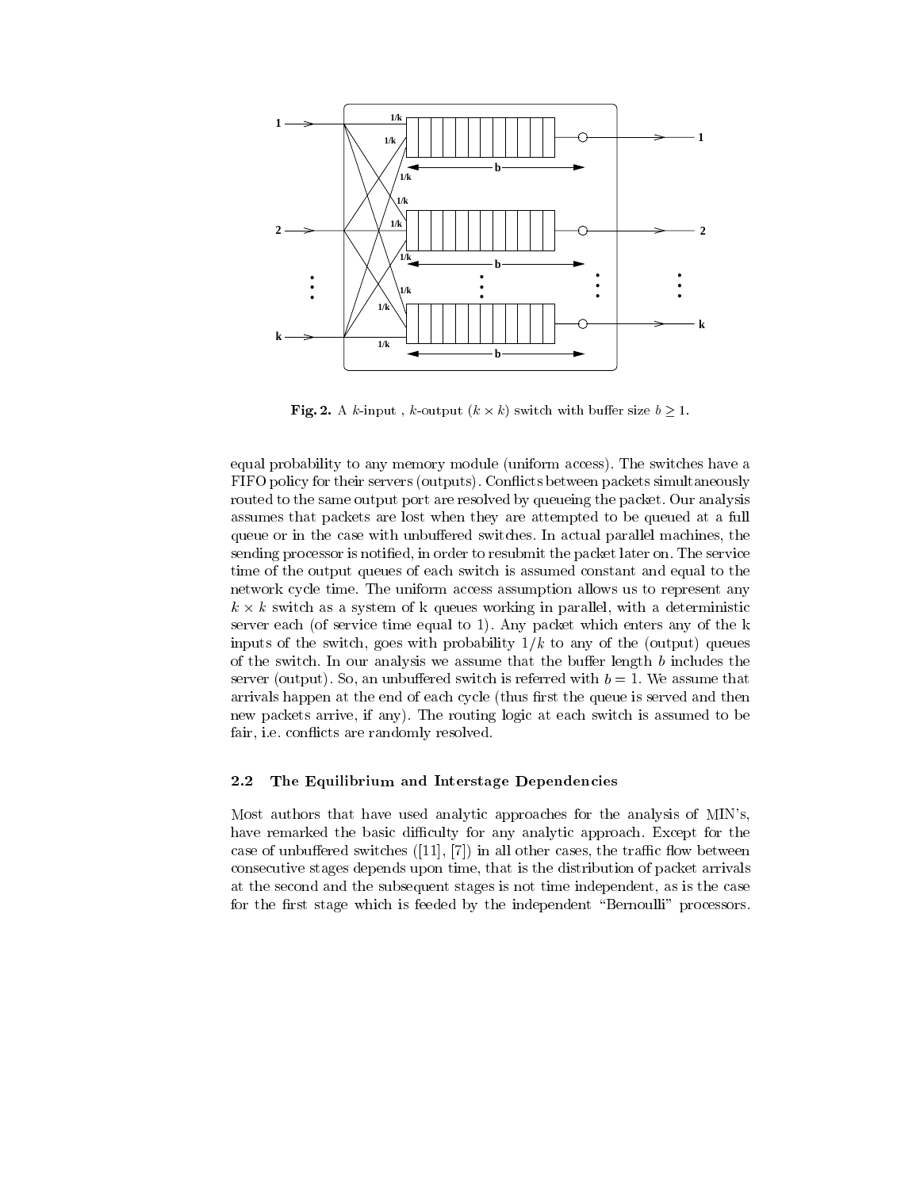**Fig. 2.** A $k$-input , $k$-output ($k \times k$) switch with buffer size $b \geq 1$.

equal probability to any memory module (uniform access). The switches have a FIFO policy for their servers (outputs). Conflicts between packets simultaneously routed to the same output port are resolved by queueing the packet. Our analysis assumes that packets are lost when they are attempted to be queued at a full queue or in the case with unbuffered switches. In actual parallel machines, the sending processor is notified, in order to resubmit the packet later on. The service time of the output queues of each switch is assumed constant and equal to the network cycle time. The uniform access assumption allows us to represent any $k \times k$ switch as a system of k queues working in parallel, with a deterministic server each (of service time equal to 1). Any packet which enters any of the k inputs of the switch, goes with probability $1/k$ to any of the (output) queues of the switch. In our analysis we assume that the buffer length $b$ includes the server (output). So, an unbuffered switch is referred with $b = 1$. We assume that arrivals happen at the end of each cycle (thus first the queue is served and then new packets arrive, if any). The routing logic at each switch is assumed to be fair, i.e. conflicts are randomly resolved.

### 2.2 The Equilibrium and Interstage Dependencies

Most authors that have used analytic approaches for the analysis of MIN's, have remarked the basic difficulty for any analytic approach. Except for the case of unbuffered switches ([11], [7]) in all other cases, the traffic flow between consecutive stages depends upon time, that is the distribution of packet arrivals at the second and the subsequent stages is not time independent, as is the case for the first stage which is feeded by the independent "Bernoulli" processors.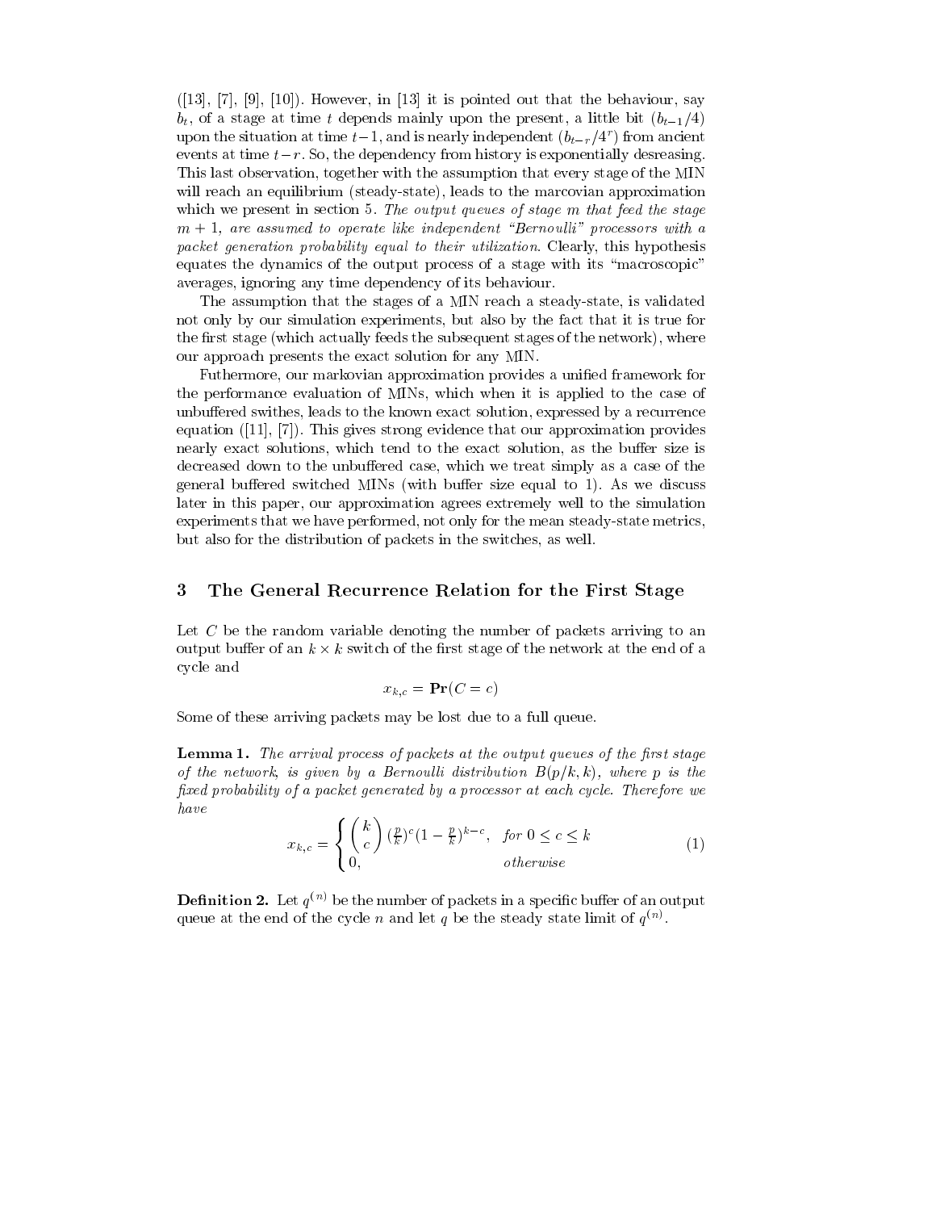([13], [7], [9], [10]). However, in [13] it is pointed out that the behaviour, say $b_t$, of a stage at time $t$ depends mainly upon the present, a little bit ($b_{t-1}/4$) upon the situation at time $t-1$, and is nearly independent ($b_{t-r}/4^r$) from ancient events at time $t-r$. So, the dependency from history is exponentially desreasing. This last observation, together with the assumption that every stage of the MIN will reach an equilibrium (steady-state), leads to the marcovian approximation which we present in section 5. *The output queues of stage $m$ that feed the stage $m+1$, are assumed to operate like independent "Bernoulli" processors with a packet generation probability equal to their utilization.* Clearly, this hypothesis equates the dynamics of the output process of a stage with its "macroscopic" averages, ignoring any time dependency of its behaviour.

The assumption that the stages of a MIN reach a steady-state, is validated not only by our simulation experiments, but also by the fact that it is true for the first stage (which actually feeds the subsequent stages of the network), where our approach presents the exact solution for any MIN.

Futhermore, our markovian approximation provides a unified framework for the performance evaluation of MINs, which when it is applied to the case of unbuffered swithes, leads to the known exact solution, expressed by a recurrence equation ([11], [7]). This gives strong evidence that our approximation provides nearly exact solutions, which tend to the exact solution, as the buffer size is decreased down to the unbuffered case, which we treat simply as a case of the general buffered switched MINs (with buffer size equal to 1). As we discuss later in this paper, our approximation agrees extremely well to the simulation experiments that we have performed, not only for the mean steady-state metrics, but also for the distribution of packets in the switches, as well.

## 3 The General Recurrence Relation for the First Stage

Let $C$ be the random variable denoting the number of packets arriving to an output buffer of an $k \times k$ switch of the first stage of the network at the end of a cycle and

$$x_{k,c} = \mathbf{Pr}(C = c)$$

Some of these arriving packets may be lost due to a full queue.

**Lemma 1.** *The arrival process of packets at the output queues of the first stage of the network, is given by a Bernoulli distribution $B(p/k, k)$, where $p$ is the fixed probability of a packet generated by a processor at each cycle. Therefore we have*

$$x_{k,c} = \begin{cases} \binom{k}{c} (\frac{p}{k})^c (1 - \frac{p}{k})^{k-c}, & \text{for } 0 \le c \le k \\ 0, & \text{otherwise} \end{cases} \tag{1}$$

**Definition 2.** Let $q^{(n)}$ be the number of packets in a specific buffer of an output queue at the end of the cycle $n$ and let $q$ be the steady state limit of $q^{(n)}$.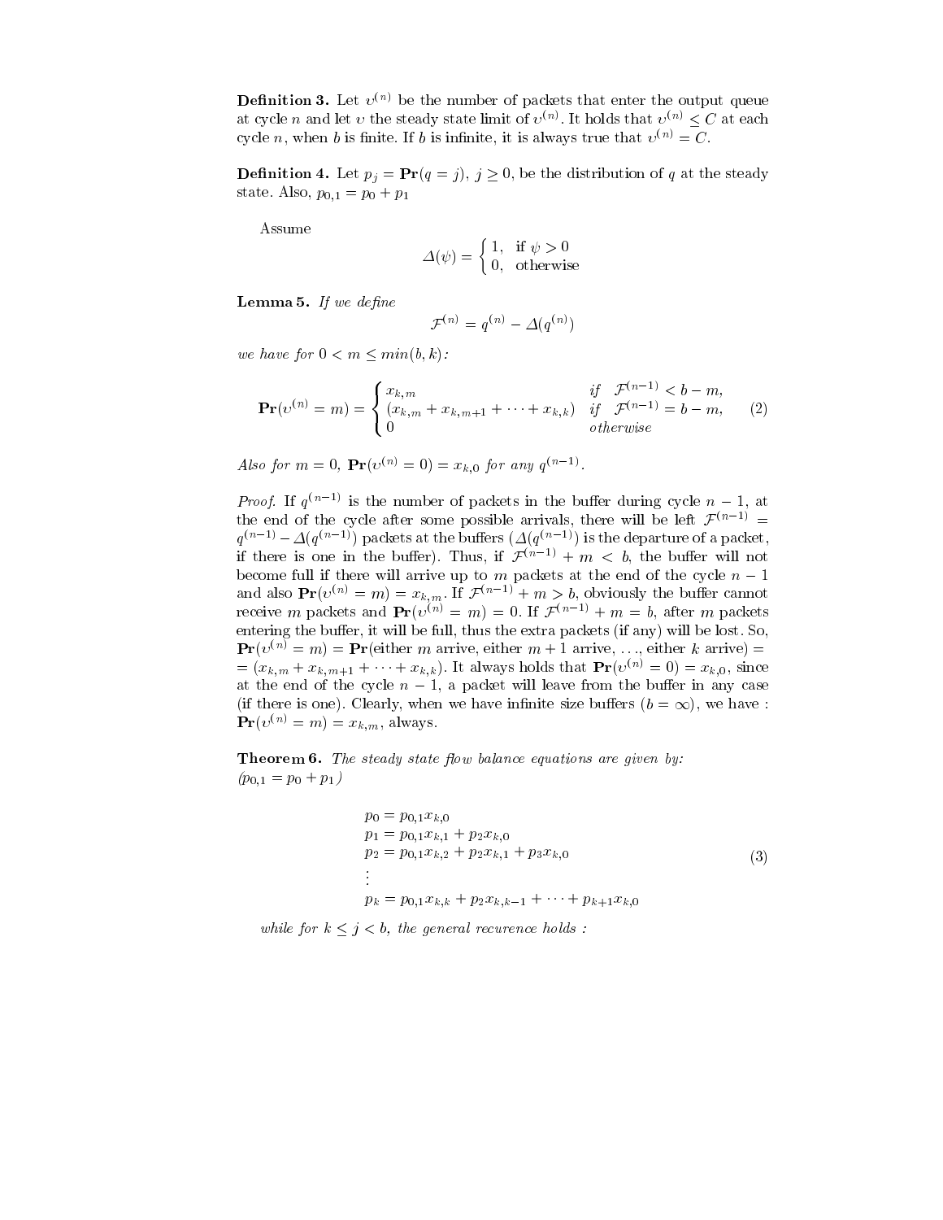**Definition 3.** Let $\upsilon^{(n)}$ be the number of packets that enter the output queue at cycle $n$ and let $\upsilon$ the steady state limit of $\upsilon^{(n)}$. It holds that $\upsilon^{(n)} \leq C$ at each cycle $n$, when $b$ is finite. If $b$ is infinite, it is always true that $\upsilon^{(n)} = C$.

**Definition 4.** Let $p_j = \mathbf{Pr}(q = j)$, $j \geq 0$, be the distribution of $q$ at the steady state. Also, $p_{0,1} = p_0 + p_1$

Assume

$$\Delta(\psi) = \begin{cases} 1, & \text{if } \psi > 0 \\ 0, & \text{otherwise} \end{cases}$$

**Lemma 5.** *If we define*

$$\mathcal{F}^{(n)} = q^{(n)} - \Delta(q^{(n)})$$

*we have for* $0 < m \leq min(b, k)$*:*

$$\mathbf{Pr}(\upsilon^{(n)} = m) = \begin{cases} x_{k,m} & \text{if} \quad \mathcal{F}^{(n-1)} < b - m, \\ (x_{k,m} + x_{k,m+1} + \cdots + x_{k,k}) & \text{if} \quad \mathcal{F}^{(n-1)} = b - m, \\ 0 & \text{otherwise} \end{cases} \tag{2}$$

*Also for* $m = 0$, $\mathbf{Pr}(\upsilon^{(n)} = 0) = x_{k,0}$ *for any* $q^{(n-1)}$.

*Proof.* If $q^{(n-1)}$ is the number of packets in the buffer during cycle $n-1$, at the end of the cycle after some possible arrivals, there will be left $\mathcal{F}^{(n-1)} = q^{(n-1)} - \Delta(q^{(n-1)})$ packets at the buffers ($\Delta(q^{(n-1)})$ is the departure of a packet, if there is one in the buffer). Thus, if $\mathcal{F}^{(n-1)} + m < b$, the buffer will not become full if there will arrive up to $m$ packets at the end of the cycle $n-1$ and also $\mathbf{Pr}(\upsilon^{(n)} = m) = x_{k,m}$. If $\mathcal{F}^{(n-1)} + m > b$, obviously the buffer cannot receive $m$ packets and $\mathbf{Pr}(\upsilon^{(n)} = m) = 0$. If $\mathcal{F}^{(n-1)} + m = b$, after $m$ packets entering the buffer, it will be full, thus the extra packets (if any) will be lost. So, $\mathbf{Pr}(\upsilon^{(n)} = m) = \mathbf{Pr}(\text{either } m \text{ arrive, either } m+1 \text{ arrive}, \ldots, \text{either } k \text{ arrive}) =$ $= (x_{k,m} + x_{k,m+1} + \cdots + x_{k,k})$. It always holds that $\mathbf{Pr}(\upsilon^{(n)} = 0) = x_{k,0}$, since at the end of the cycle $n-1$, a packet will leave from the buffer in any case (if there is one). Clearly, when we have infinite size buffers ($b = \infty$), we have : $\mathbf{Pr}(\upsilon^{(n)} = m) = x_{k,m}$, always.

**Theorem 6.** *The steady state flow balance equations are given by:*
$(p_{0,1} = p_0 + p_1)$

$$\begin{aligned}
&p_0 = p_{0,1}x_{k,0} \\
&p_1 = p_{0,1}x_{k,1} + p_2 x_{k,0} \\
&p_2 = p_{0,1}x_{k,2} + p_2 x_{k,1} + p_3 x_{k,0} \\
&\vdots \\
&p_k = p_{0,1}x_{k,k} + p_2 x_{k,k-1} + \cdots + p_{k+1}x_{k,0}
\end{aligned} \tag{3}$$

*while for* $k \leq j < b$*, the general recurence holds :*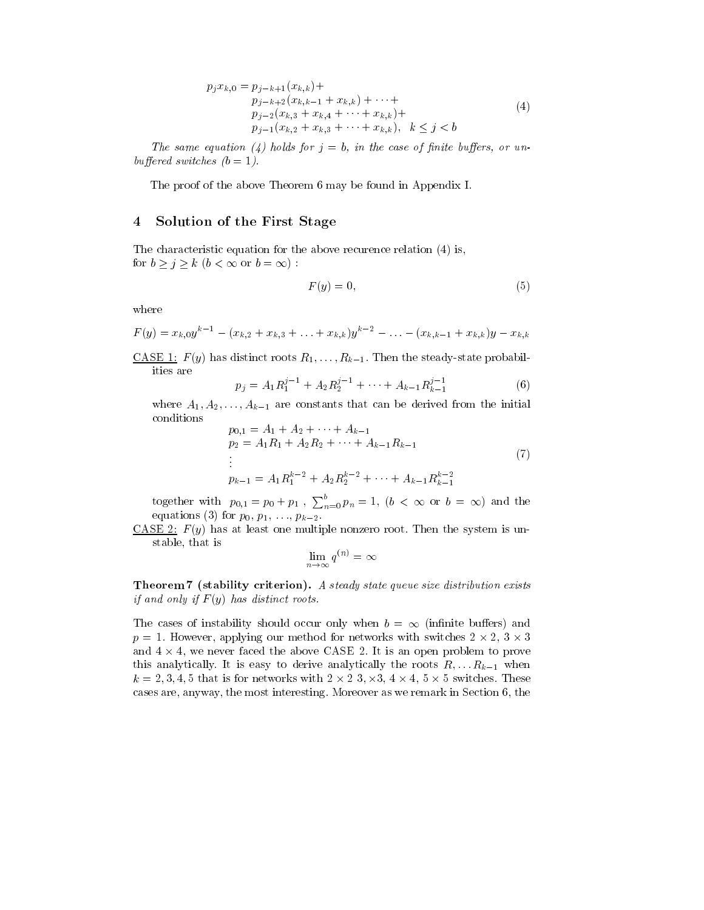$$
\begin{aligned}
p_j x_{k,0} = \; & p_{j-k+1}(x_{k,k}) + \\
& p_{j-k+2}(x_{k,k-1} + x_{k,k}) + \cdots + \\
& p_{j-2}(x_{k,3} + x_{k,4} + \cdots + x_{k,k}) + \\
& p_{j-1}(x_{k,2} + x_{k,3} + \cdots + x_{k,k}), \quad k \leq j < b
\end{aligned} \tag{4}
$$

*The same equation (4) holds for $j = b$, in the case of finite buffers, or unbuffered switches ($b = 1$).*

The proof of the above Theorem 6 may be found in Appendix I.

## 4 Solution of the First Stage

The characteristic equation for the above recurence relation (4) is, for $b \geq j \geq k$ ($b < \infty$ or $b = \infty$) :

$$
F(y) = 0, \tag{5}
$$

where

$$
F(y) = x_{k,0}y^{k-1} - (x_{k,2} + x_{k,3} + \ldots + x_{k,k})y^{k-2} - \ldots - (x_{k,k-1} + x_{k,k})y - x_{k,k}
$$

CASE 1: $F(y)$ has distinct roots $R_1, \ldots, R_{k-1}$. Then the steady-state probabilities are

$$
p_j = A_1 R_1^{j-1} + A_2 R_2^{j-1} + \cdots + A_{k-1} R_{k-1}^{j-1} \tag{6}
$$

where $A_1, A_2, \ldots, A_{k-1}$ are constants that can be derived from the initial conditions

$$
\begin{aligned}
p_{0,1} &= A_1 + A_2 + \cdots + A_{k-1} \\
p_2 &= A_1 R_1 + A_2 R_2 + \cdots + A_{k-1} R_{k-1} \\
&\vdots \\
p_{k-1} &= A_1 R_1^{k-2} + A_2 R_2^{k-2} + \cdots + A_{k-1} R_{k-1}^{k-2}
\end{aligned} \tag{7}
$$

together with $p_{0,1} = p_0 + p_1$ , $\sum_{n=0}^{b} p_n = 1$, ($b < \infty$ or $b = \infty$) and the equations (3) for $p_0, p_1, \ldots, p_{k-2}$.

CASE 2: $F(y)$ has at least one multiple nonzero root. Then the system is unstable, that is

$$
\lim_{n \to \infty} q^{(n)} = \infty
$$

**Theorem 7 (stability criterion).** *A steady state queue size distribution exists if and only if $F(y)$ has distinct roots.*

The cases of instability should occur only when $b = \infty$ (infinite buffers) and $p = 1$. However, applying our method for networks with switches $2 \times 2$, $3 \times 3$ and $4 \times 4$, we never faced the above CASE 2. It is an open problem to prove this analytically. It is easy to derive analytically the roots $R, \ldots R_{k-1}$ when $k = 2, 3, 4, 5$ that is for networks with $2 \times 2$ $3, \times 3$, $4 \times 4$, $5 \times 5$ switches. These cases are, anyway, the most interesting. Moreover as we remark in Section 6, the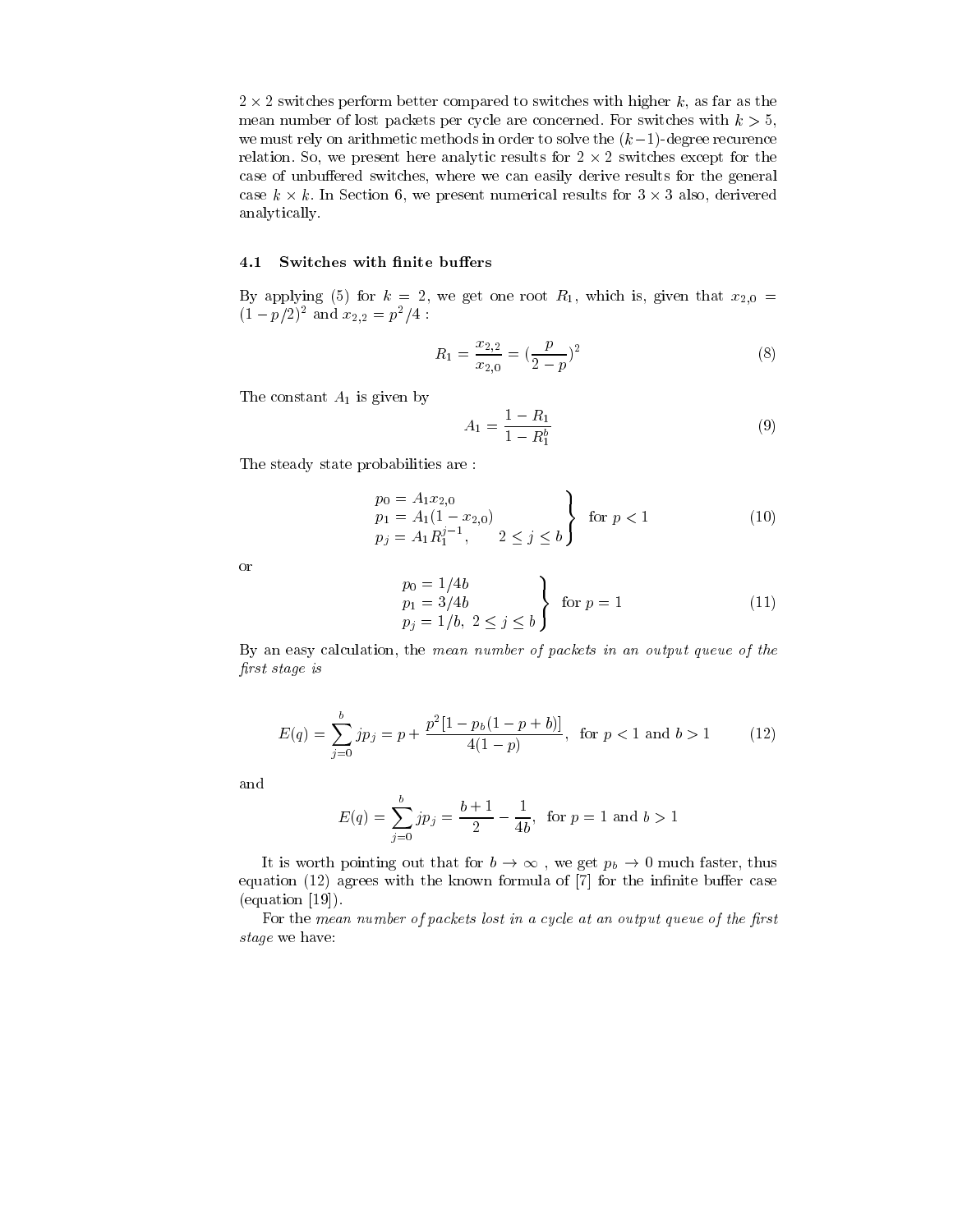$2 \times 2$ switches perform better compared to switches with higher $k$, as far as the mean number of lost packets per cycle are concerned. For switches with $k > 5$, we must rely on arithmetic methods in order to solve the $(k-1)$-degree recurence relation. So, we present here analytic results for $2 \times 2$ switches except for the case of unbuffered switches, where we can easily derive results for the general case $k \times k$. In Section 6, we present numerical results for $3 \times 3$ also, derivered analytically.

### 4.1 Switches with finite buffers

By applying (5) for $k = 2$, we get one root $R_1$, which is, given that $x_{2,0} = (1 - p/2)^2$ and $x_{2,2} = p^2/4$ :

$$R_1 = \frac{x_{2,2}}{x_{2,0}} = (\frac{p}{2-p})^2 \tag{8}$$

The constant $A_1$ is given by

$$A_1 = \frac{1 - R_1}{1 - R_1^b} \tag{9}$$

The steady state probabilities are :

$$\left.\begin{array}{l} p_0 = A_1 x_{2,0} \\ p_1 = A_1(1 - x_{2,0}) \\ p_j = A_1 R_1^{j-1}, \qquad 2 \leq j \leq b \end{array}\right\} \text{ for } p < 1 \tag{10}$$

or

$$\left.\begin{array}{l} p_0 = 1/4b \\ p_1 = 3/4b \\ p_j = 1/b, \ 2 \leq j \leq b \end{array}\right\} \text{ for } p = 1 \tag{11}$$

By an easy calculation, the *mean number of packets in an output queue of the first stage is*

$$E(q) = \sum_{j=0}^{b} j p_j = p + \frac{p^2[1 - p_b(1 - p + b)]}{4(1-p)}, \text{ for } p < 1 \text{ and } b > 1 \tag{12}$$

and

$$E(q) = \sum_{j=0}^{b} j p_j = \frac{b+1}{2} - \frac{1}{4b}, \text{ for } p = 1 \text{ and } b > 1$$

It is worth pointing out that for $b \to \infty$ , we get $p_b \to 0$ much faster, thus equation (12) agrees with the known formula of [7] for the infinite buffer case (equation [19]).

For the *mean number of packets lost in a cycle at an output queue of the first stage* we have: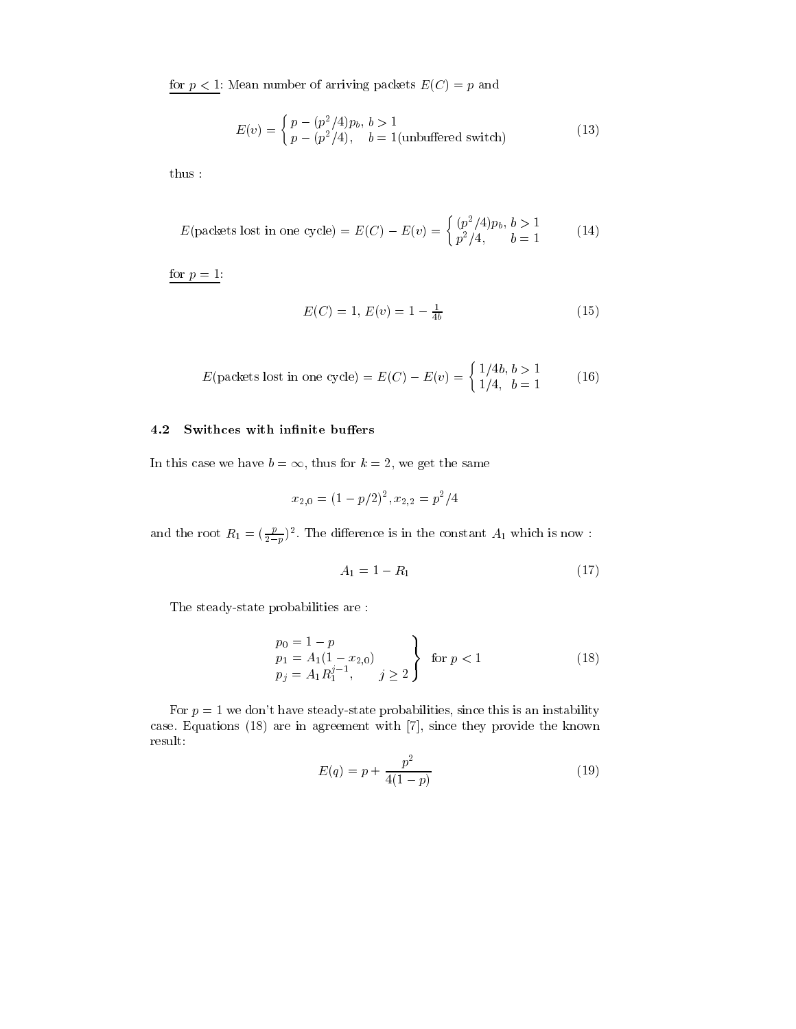<u>for $p < 1$</u>: Mean number of arriving packets $E(C) = p$ and

$$E(v) = \begin{cases} p - (p^2/4)p_b, & b > 1 \\ p - (p^2/4), & b = 1 (\text{unbuffered switch}) \end{cases} \tag{13}$$

thus :

$$E(\text{packets lost in one cycle}) = E(C) - E(v) = \begin{cases} (p^2/4)p_b, & b > 1 \\ p^2/4, & b = 1 \end{cases} \tag{14}$$

<u>for $p = 1$</u>:

$$E(C) = 1, \; E(v) = 1 - \tfrac{1}{4b} \tag{15}$$

$$E(\text{packets lost in one cycle}) = E(C) - E(v) = \begin{cases} 1/4b, & b > 1 \\ 1/4, & b = 1 \end{cases} \tag{16}$$

### 4.2 Swithces with infinite buffers

In this case we have $b = \infty$, thus for $k = 2$, we get the same

$$x_{2,0} = (1 - p/2)^2, x_{2,2} = p^2/4$$

and the root $R_1 = (\frac{p}{2-p})^2$. The difference is in the constant $A_1$ which is now :

$$A_1 = 1 - R_1 \tag{17}$$

The steady-state probabilities are :

$$\left.\begin{array}{l} p_0 = 1 - p \\ p_1 = A_1(1 - x_{2,0}) \\ p_j = A_1 R_1^{j-1}, \qquad j \geq 2 \end{array}\right\} \text{ for } p < 1 \tag{18}$$

For $p = 1$ we don't have steady-state probabilities, since this is an instability case. Equations (18) are in agreement with [7], since they provide the known result:

$$E(q) = p + \frac{p^2}{4(1-p)} \tag{19}$$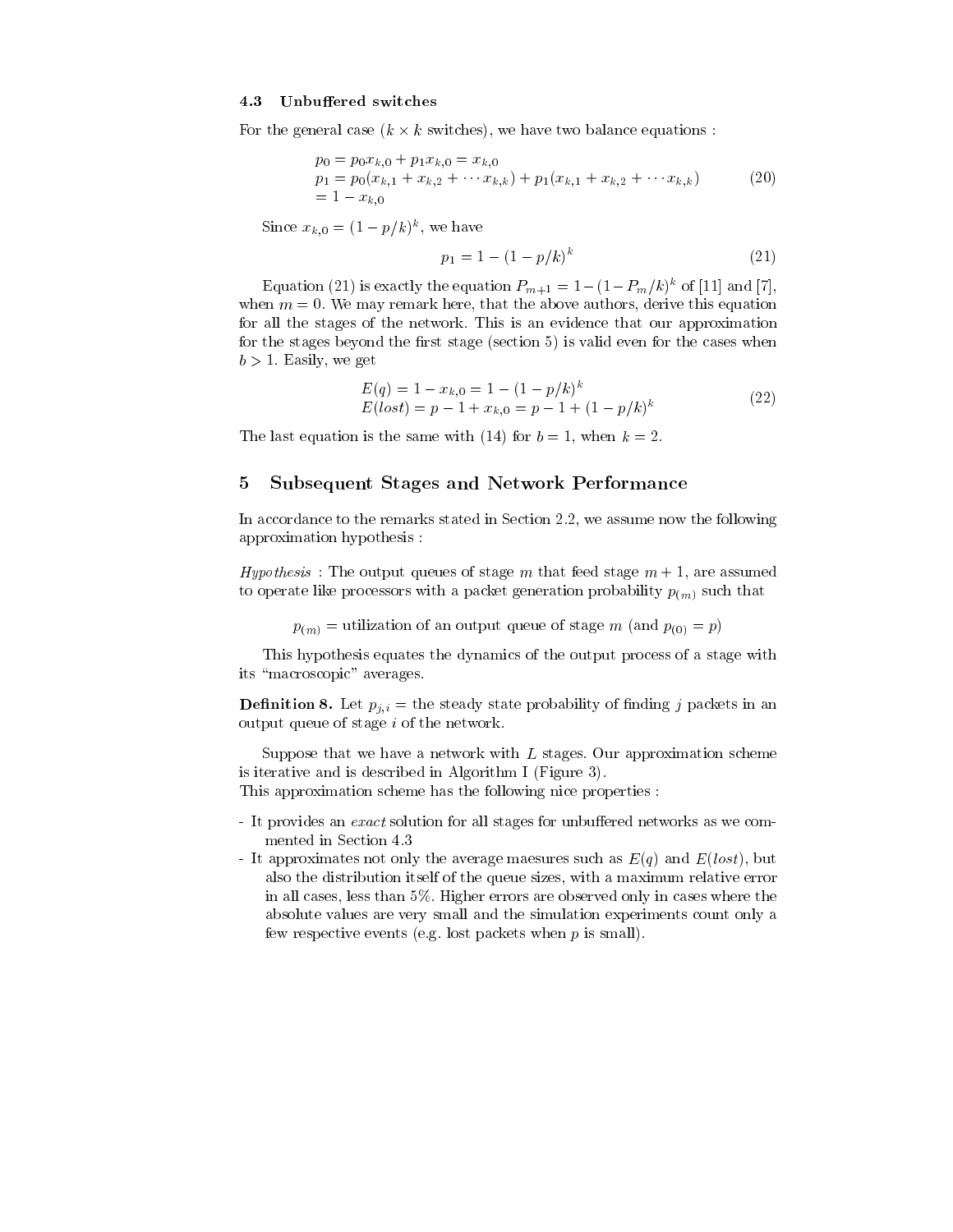### 4.3 Unbuffered switches

For the general case ($k \times k$ switches), we have two balance equations :

$$
\begin{aligned}
& p_0 = p_0 x_{k,0} + p_1 x_{k,0} = x_{k,0} \\
& p_1 = p_0(x_{k,1} + x_{k,2} + \cdots x_{k,k}) + p_1(x_{k,1} + x_{k,2} + \cdots x_{k,k}) \\
& = 1 - x_{k,0}
\end{aligned}
\tag{20}
$$

Since $x_{k,0} = (1 - p/k)^k$, we have

$$
p_1 = 1 - (1 - p/k)^k \tag{21}
$$

Equation (21) is exactly the equation $P_{m+1} = 1 - (1 - P_m/k)^k$ of [11] and [7], when $m = 0$. We may remark here, that the above authors, derive this equation for all the stages of the network. This is an evidence that our approximation for the stages beyond the first stage (section 5) is valid even for the cases when $b > 1$. Easily, we get

$$
\begin{aligned}
& E(q) = 1 - x_{k,0} = 1 - (1 - p/k)^k \\
& E(lost) = p - 1 + x_{k,0} = p - 1 + (1 - p/k)^k
\end{aligned}
\tag{22}
$$

The last equation is the same with (14) for $b = 1$, when $k = 2$.

## 5 Subsequent Stages and Network Performance

In accordance to the remarks stated in Section 2.2, we assume now the following approximation hypothesis :

*Hypothesis* : The output queues of stage $m$ that feed stage $m + 1$, are assumed to operate like processors with a packet generation probability $p_{(m)}$ such that

$$
p_{(m)} = \text{utilization of an output queue of stage } m \text{ (and } p_{(0)} = p\text{)}
$$

This hypothesis equates the dynamics of the output process of a stage with its "macroscopic" averages.

**Definition 8.** Let $p_{j,i}$ = the steady state probability of finding $j$ packets in an output queue of stage $i$ of the network.

Suppose that we have a network with $L$ stages. Our approximation scheme is iterative and is described in Algorithm I (Figure 3).
This approximation scheme has the following nice properties :

- It provides an *exact* solution for all stages for unbuffered networks as we commented in Section 4.3
- It approximates not only the average maesures such as $E(q)$ and $E(lost)$, but also the distribution itself of the queue sizes, with a maximum relative error in all cases, less than 5%. Higher errors are observed only in cases where the absolute values are very small and the simulation experiments count only a few respective events (e.g. lost packets when $p$ is small).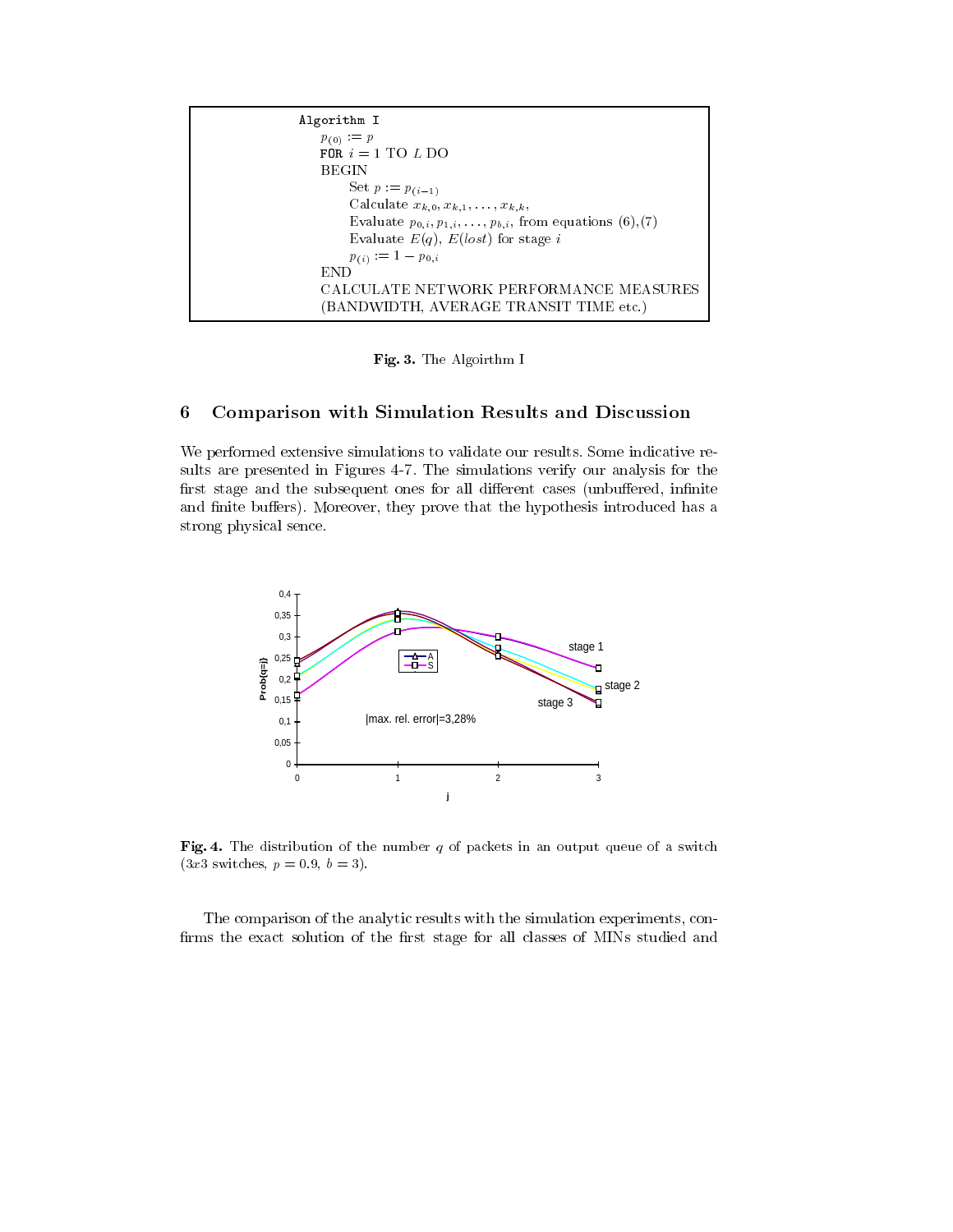```
Algorithm I
    p_(0) := p
    FOR i = 1 TO L DO
    BEGIN
        Set p := p_(i-1)
        Calculate x_{k,0}, x_{k,1}, ..., x_{k,k},
        Evaluate p_{0,i}, p_{1,i}, ..., p_{b,i}, from equations (6),(7)
        Evaluate E(q), E(lost) for stage i
        p_(i) := 1 - p_{0,i}
    END
    CALCULATE NETWORK PERFORMANCE MEASURES
    (BANDWIDTH, AVERAGE TRANSIT TIME etc.)
```

**Fig. 3.** The Algoirthm I

## 6 Comparison with Simulation Results and Discussion

We performed extensive simulations to validate our results. Some indicative results are presented in Figures 4-7. The simulations verify our analysis for the first stage and the subsequent ones for all different cases (unbuffered, infinite and finite buffers). Moreover, they prove that the hypothesis introduced has a strong physical sence.

**Fig. 4.** The distribution of the number $q$ of packets in an output queue of a switch ($3x3$ switches, $p = 0.9$, $b = 3$).

The comparison of the analytic results with the simulation experiments, confirms the exact solution of the first stage for all classes of MINs studied and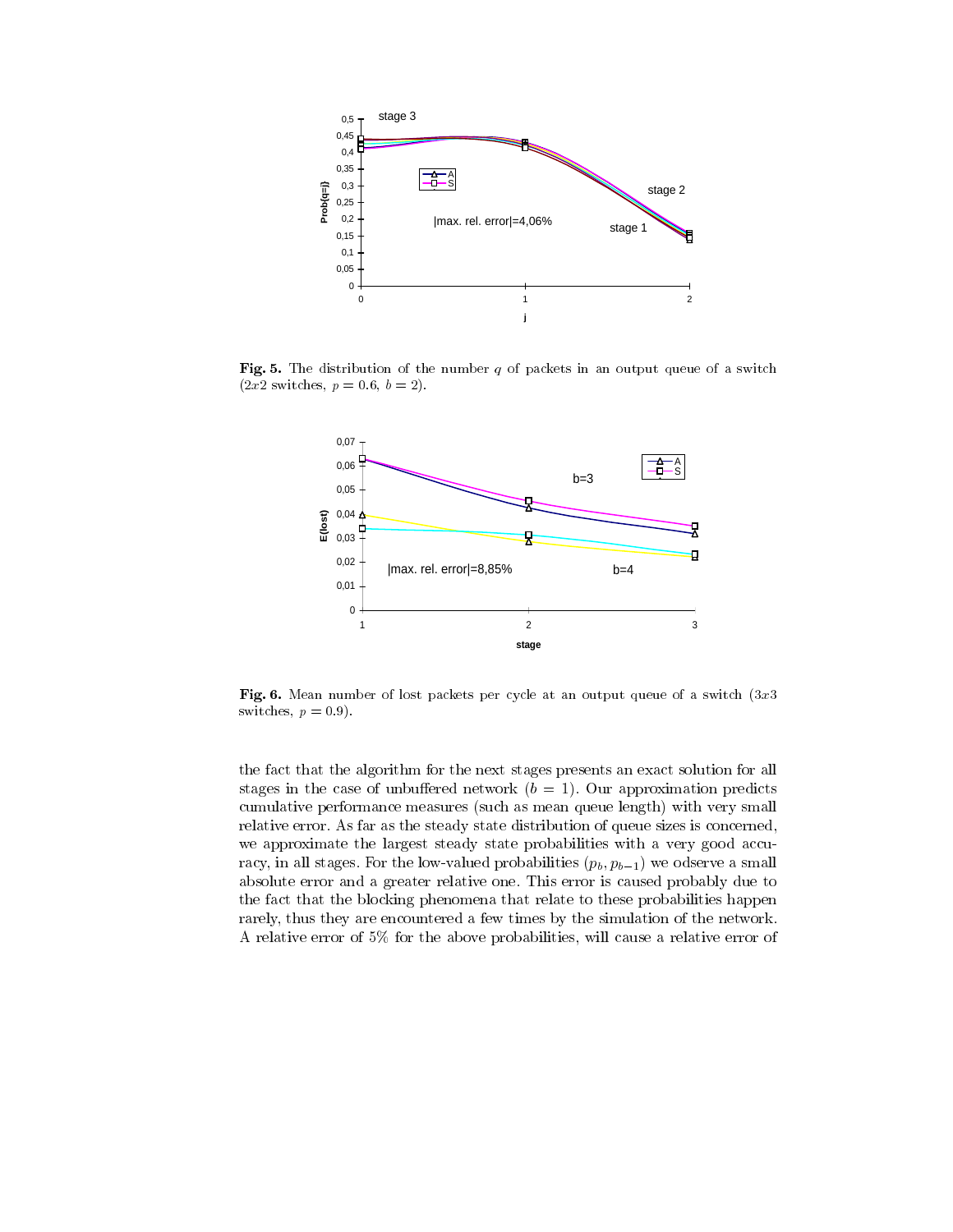**Fig. 5.** The distribution of the number $q$ of packets in an output queue of a switch ($2x2$ switches, $p = 0.6$, $b = 2$).

**Fig. 6.** Mean number of lost packets per cycle at an output queue of a switch ($3x3$ switches, $p = 0.9$).

the fact that the algorithm for the next stages presents an exact solution for all stages in the case of unbuffered network ($b = 1$). Our approximation predicts cumulative performance measures (such as mean queue length) with very small relative error. As far as the steady state distribution of queue sizes is concerned, we approximate the largest steady state probabilities with a very good accuracy, in all stages. For the low-valued probabilities ($p_b, p_{b-1}$) we odserve a small absolute error and a greater relative one. This error is caused probably due to the fact that the blocking phenomena that relate to these probabilities happen rarely, thus they are encountered a few times by the simulation of the network. A relative error of 5% for the above probabilities, will cause a relative error of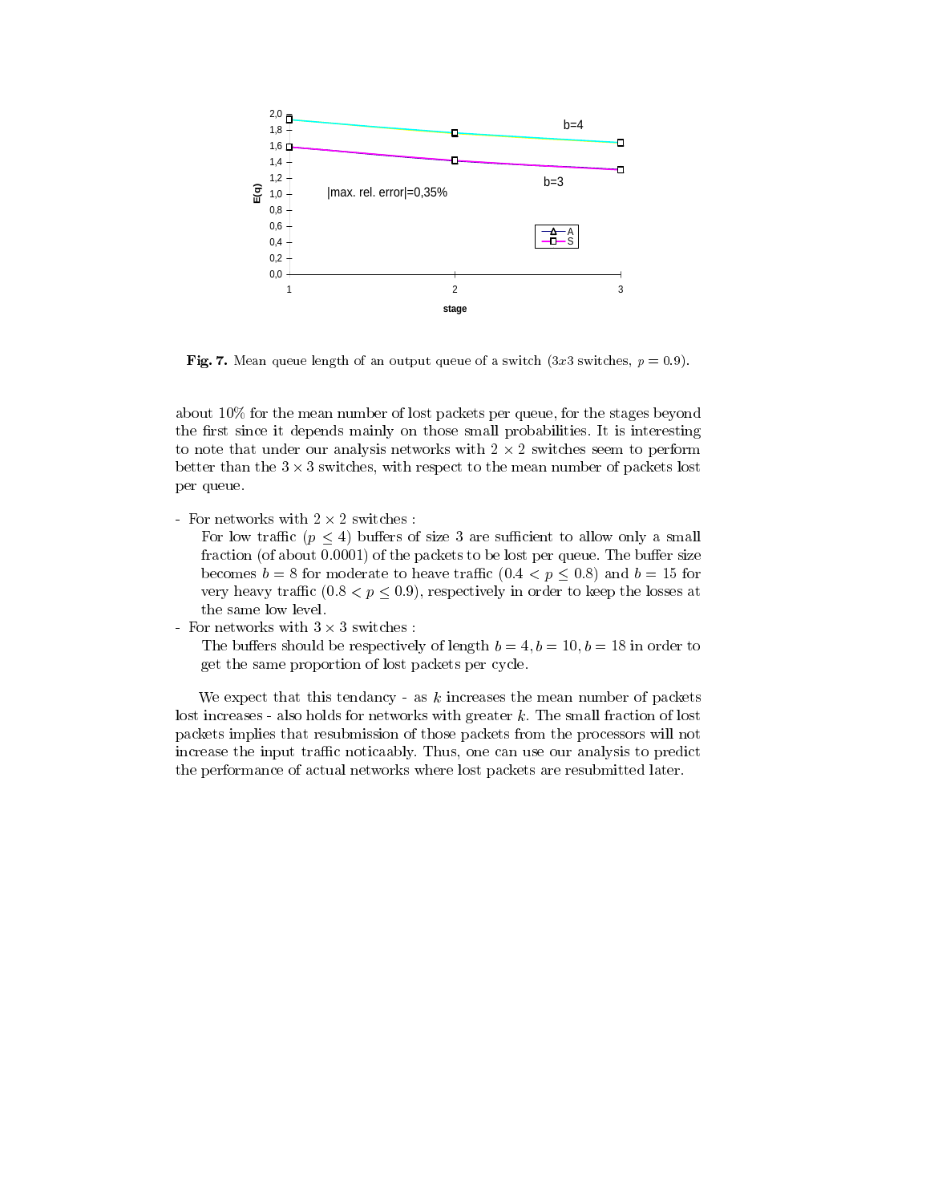**Fig. 7.** Mean queue length of an output queue of a switch ($3x3$ switches, $p = 0.9$).

about 10% for the mean number of lost packets per queue, for the stages beyond the first since it depends mainly on those small probabilities. It is interesting to note that under our analysis networks with $2 \times 2$ switches seem to perform better than the $3 \times 3$ switches, with respect to the mean number of packets lost per queue.

- For networks with $2 \times 2$ switches :
  For low traffic ($p \leq 4$) buffers of size 3 are sufficient to allow only a small fraction (of about 0.0001) of the packets to be lost per queue. The buffer size becomes $b = 8$ for moderate to heave traffic ($0.4 < p \leq 0.8$) and $b = 15$ for very heavy traffic ($0.8 < p \leq 0.9$), respectively in order to keep the losses at the same low level.
- For networks with $3 \times 3$ switches :
  The buffers should be respectively of length $b = 4, b = 10, b = 18$ in order to get the same proportion of lost packets per cycle.

We expect that this tendancy - as $k$ increases the mean number of packets lost increases - also holds for networks with greater $k$. The small fraction of lost packets implies that resubmission of those packets from the processors will not increase the input traffic noticaably. Thus, one can use our analysis to predict the performance of actual networks where lost packets are resubmitted later.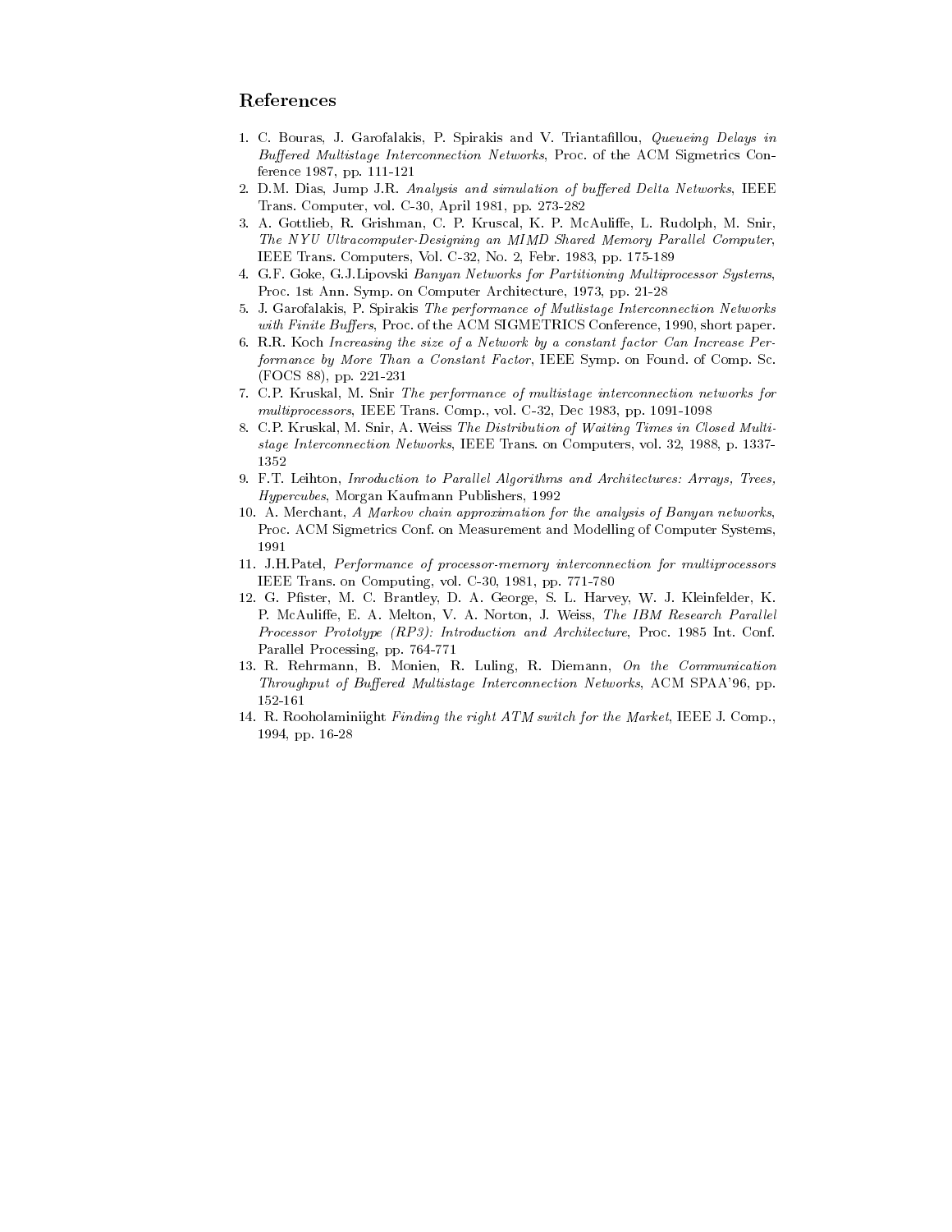## References

1. C. Bouras, J. Garofalakis, P. Spirakis and V. Triantafillou, *Queueing Delays in Buffered Multistage Interconnection Networks*, Proc. of the ACM Sigmetrics Conference 1987, pp. 111-121
2. D.M. Dias, Jump J.R. *Analysis and simulation of buffered Delta Networks*, IEEE Trans. Computer, vol. C-30, April 1981, pp. 273-282
3. A. Gottlieb, R. Grishman, C. P. Kruscal, K. P. McAuliffe, L. Rudolph, M. Snir, *The NYU Ultracomputer-Designing an MIMD Shared Memory Parallel Computer*, IEEE Trans. Computers, Vol. C-32, No. 2, Febr. 1983, pp. 175-189
4. G.F. Goke, G.J.Lipovski *Banyan Networks for Partitioning Multiprocessor Systems*, Proc. 1st Ann. Symp. on Computer Architecture, 1973, pp. 21-28
5. J. Garofalakis, P. Spirakis *The performance of Mutlistage Interconnection Networks with Finite Buffers*, Proc. of the ACM SIGMETRICS Conference, 1990, short paper.
6. R.R. Koch *Increasing the size of a Network by a constant factor Can Increase Performance by More Than a Constant Factor*, IEEE Symp. on Found. of Comp. Sc. (FOCS 88), pp. 221-231
7. C.P. Kruskal, M. Snir *The performance of multistage interconnection networks for multiprocessors*, IEEE Trans. Comp., vol. C-32, Dec 1983, pp. 1091-1098
8. C.P. Kruskal, M. Snir, A. Weiss *The Distribution of Waiting Times in Closed Multistage Interconnection Networks*, IEEE Trans. on Computers, vol. 32, 1988, p. 1337-1352
9. F.T. Leihton, *Inroduction to Parallel Algorithms and Architectures: Arrays, Trees, Hypercubes*, Morgan Kaufmann Publishers, 1992
10. A. Merchant, *A Markov chain approximation for the analysis of Banyan networks*, Proc. ACM Sigmetrics Conf. on Measurement and Modelling of Computer Systems, 1991
11. J.H.Patel, *Performance of processor-memory interconnection for multiprocessors* IEEE Trans. on Computing, vol. C-30, 1981, pp. 771-780
12. G. Pfister, M. C. Brantley, D. A. George, S. L. Harvey, W. J. Kleinfelder, K. P. McAuliffe, E. A. Melton, V. A. Norton, J. Weiss, *The IBM Research Parallel Processor Prototype (RP3): Introduction and Architecture*, Proc. 1985 Int. Conf. Parallel Processing, pp. 764-771
13. R. Rehrmann, B. Monien, R. Luling, R. Diemann, *On the Communication Throughput of Buffered Multistage Interconnection Networks*, ACM SPAA'96, pp. 152-161
14. R. Rooholaminiight *Finding the right ATM switch for the Market*, IEEE J. Comp., 1994, pp. 16-28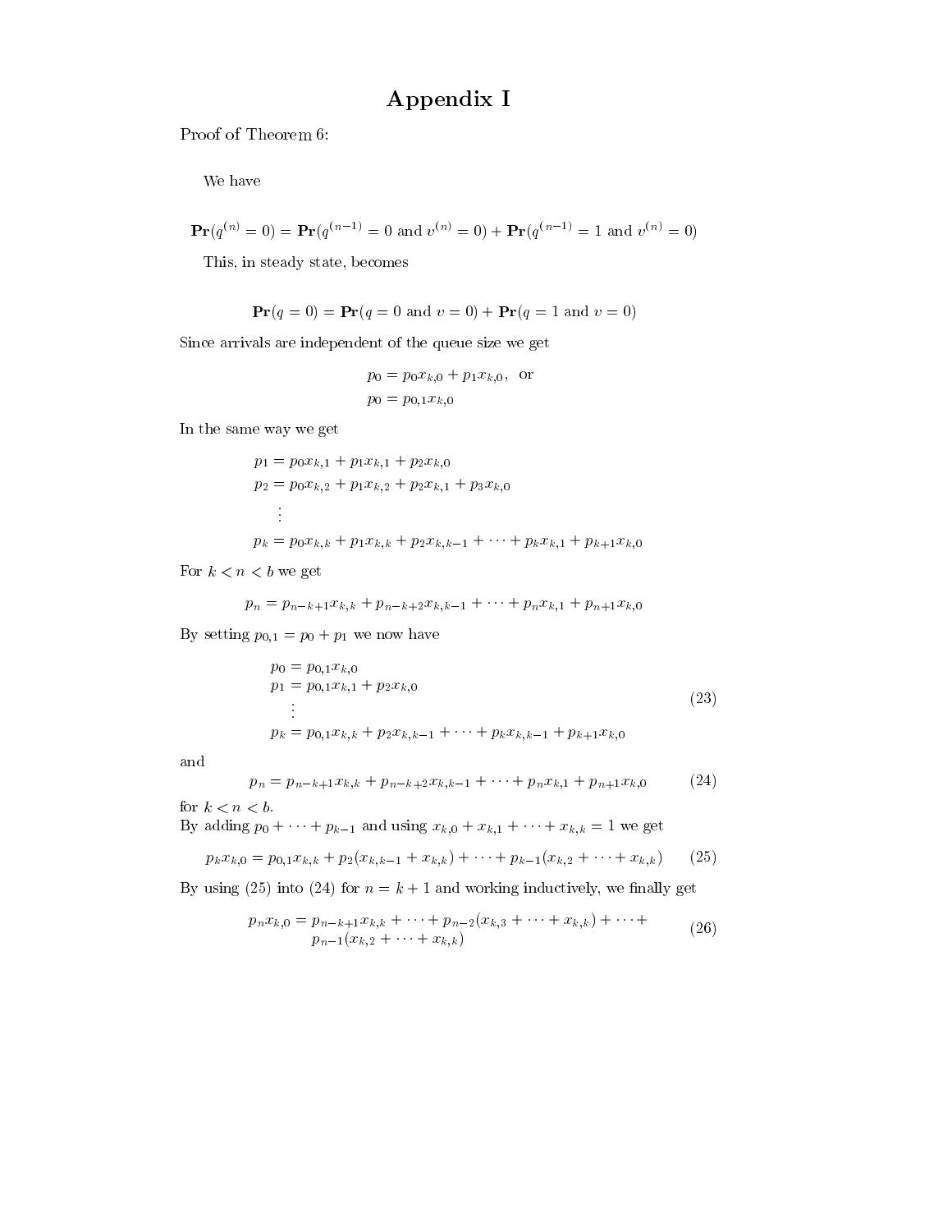# Appendix I

Proof of Theorem 6:

We have

$$\mathbf{Pr}(q^{(n)}=0)=\mathbf{Pr}(q^{(n-1)}=0 \text{ and } v^{(n)}=0)+\mathbf{Pr}(q^{(n-1)}=1 \text{ and } v^{(n)}=0)$$

This, in steady state, becomes

$$\mathbf{Pr}(q=0)=\mathbf{Pr}(q=0 \text{ and } v=0)+\mathbf{Pr}(q=1 \text{ and } v=0)$$

Since arrivals are independent of the queue size we get

$$\begin{aligned} p_0 &= p_0 x_{k,0}+p_1 x_{k,0}, \quad \text{or} \\ p_0 &= p_{0,1} x_{k,0} \end{aligned}$$

In the same way we get

$$\begin{aligned} p_1 &= p_0 x_{k,1}+p_1 x_{k,1}+p_2 x_{k,0} \\ p_2 &= p_0 x_{k,2}+p_1 x_{k,2}+p_2 x_{k,1}+p_3 x_{k,0} \\ &\vdots \\ p_k &= p_0 x_{k,k}+p_1 x_{k,k}+p_2 x_{k,k-1}+\cdots+p_k x_{k,1}+p_{k+1} x_{k,0} \end{aligned}$$

For $k<n<b$ we get

$$p_n=p_{n-k+1} x_{k,k}+p_{n-k+2} x_{k,k-1}+\cdots+p_n x_{k,1}+p_{n+1} x_{k,0}$$

By setting $p_{0,1}=p_0+p_1$ we now have

$$\begin{aligned} p_0 &= p_{0,1} x_{k,0} \\ p_1 &= p_{0,1} x_{k,1}+p_2 x_{k,0} \\ &\vdots \\ p_k &= p_{0,1} x_{k,k}+p_2 x_{k,k-1}+\cdots+p_k x_{k,k-1}+p_{k+1} x_{k,0} \end{aligned} \tag{23}$$

and

$$p_n=p_{n-k+1} x_{k,k}+p_{n-k+2} x_{k,k-1}+\cdots+p_n x_{k,1}+p_{n+1} x_{k,0} \tag{24}$$

for $k<n<b$.
By adding $p_0+\cdots+p_{k-1}$ and using $x_{k,0}+x_{k,1}+\cdots+x_{k,k}=1$ we get

$$p_k x_{k,0}=p_{0,1} x_{k,k}+p_2(x_{k,k-1}+x_{k,k})+\cdots+p_{k-1}(x_{k,2}+\cdots+x_{k,k}) \tag{25}$$

By using (25) into (24) for $n=k+1$ and working inductively, we finally get

$$\begin{aligned} p_n x_{k,0}=\; & p_{n-k+1} x_{k,k}+\cdots+p_{n-2}(x_{k,3}+\cdots+x_{k,k})+\cdots+ \\ & p_{n-1}(x_{k,2}+\cdots+x_{k,k}) \end{aligned} \tag{26}$$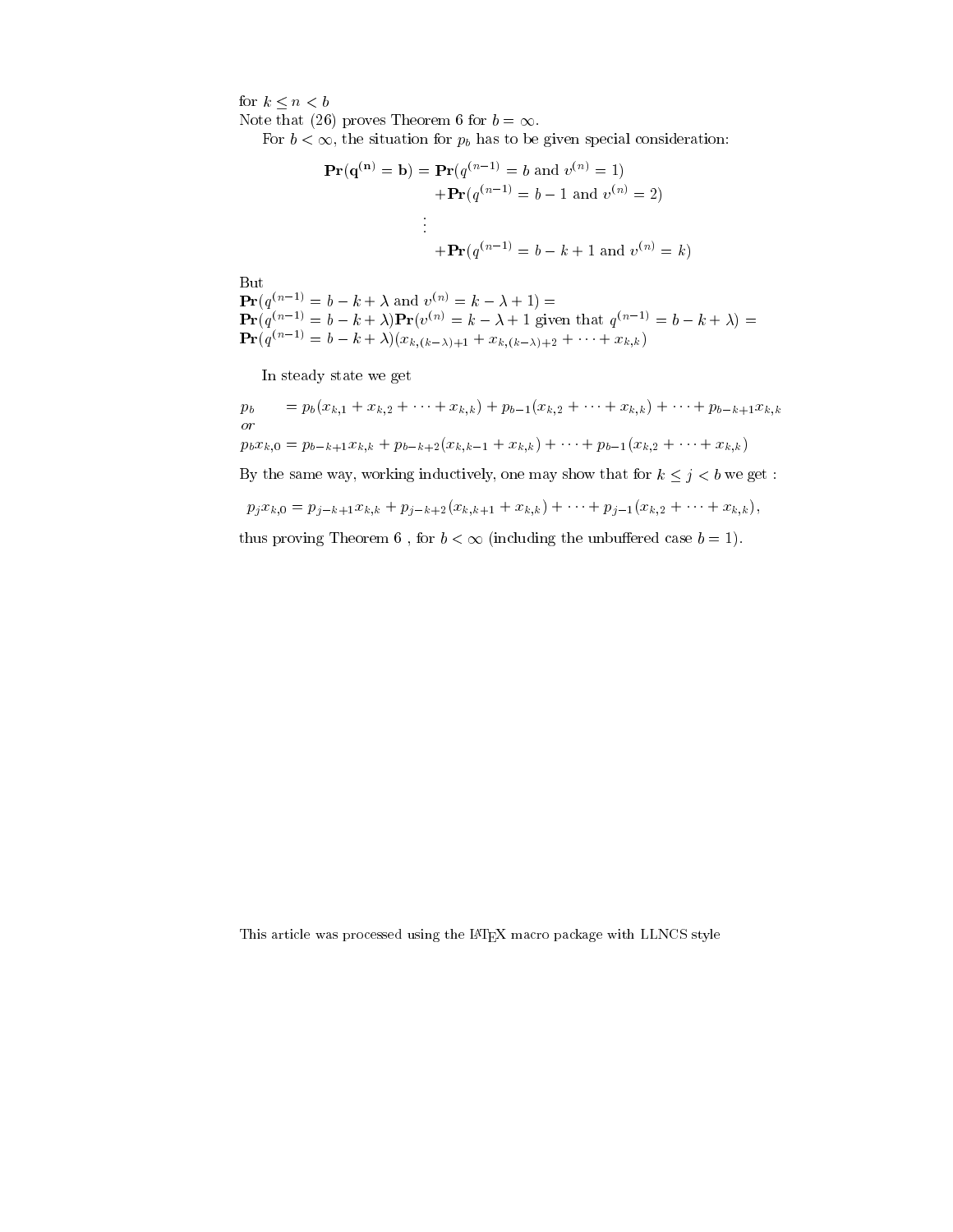for $k \leq n < b$

Note that (26) proves Theorem 6 for $b = \infty$.

For $b < \infty$, the situation for $p_b$ has to be given special consideration:

$$
\begin{aligned}
\mathbf{Pr}(\mathbf{q^{(n)} = b}) = \; & \mathbf{Pr}(q^{(n-1)} = b \text{ and } v^{(n)} = 1) \\
& + \mathbf{Pr}(q^{(n-1)} = b-1 \text{ and } v^{(n)} = 2) \\
& \vdots \\
& + \mathbf{Pr}(q^{(n-1)} = b-k+1 \text{ and } v^{(n)} = k)
\end{aligned}
$$

But

$\mathbf{Pr}(q^{(n-1)} = b - k + \lambda \text{ and } v^{(n)} = k - \lambda + 1) =$

$\mathbf{Pr}(q^{(n-1)} = b - k + \lambda)\mathbf{Pr}(v^{(n)} = k - \lambda + 1 \text{ given that } q^{(n-1)} = b - k + \lambda) =$

$\mathbf{Pr}(q^{(n-1)} = b - k + \lambda)(x_{k,(k-\lambda)+1} + x_{k,(k-\lambda)+2} + \cdots + x_{k,k})$

In steady state we get

$$
p_b \quad = p_b(x_{k,1} + x_{k,2} + \cdots + x_{k,k}) + p_{b-1}(x_{k,2} + \cdots + x_{k,k}) + \cdots + p_{b-k+1}x_{k,k}
$$

*or*

$$
p_b x_{k,0} = p_{b-k+1}x_{k,k} + p_{b-k+2}(x_{k,k-1} + x_{k,k}) + \cdots + p_{b-1}(x_{k,2} + \cdots + x_{k,k})
$$

By the same way, working inductively, one may show that for $k \leq j < b$ we get :

$$
p_j x_{k,0} = p_{j-k+1}x_{k,k} + p_{j-k+2}(x_{k,k+1} + x_{k,k}) + \cdots + p_{j-1}(x_{k,2} + \cdots + x_{k,k}),
$$

thus proving Theorem 6 , for $b < \infty$ (including the unbuffered case $b = 1$).

This article was processed using the LaTeX macro package with LLNCS style